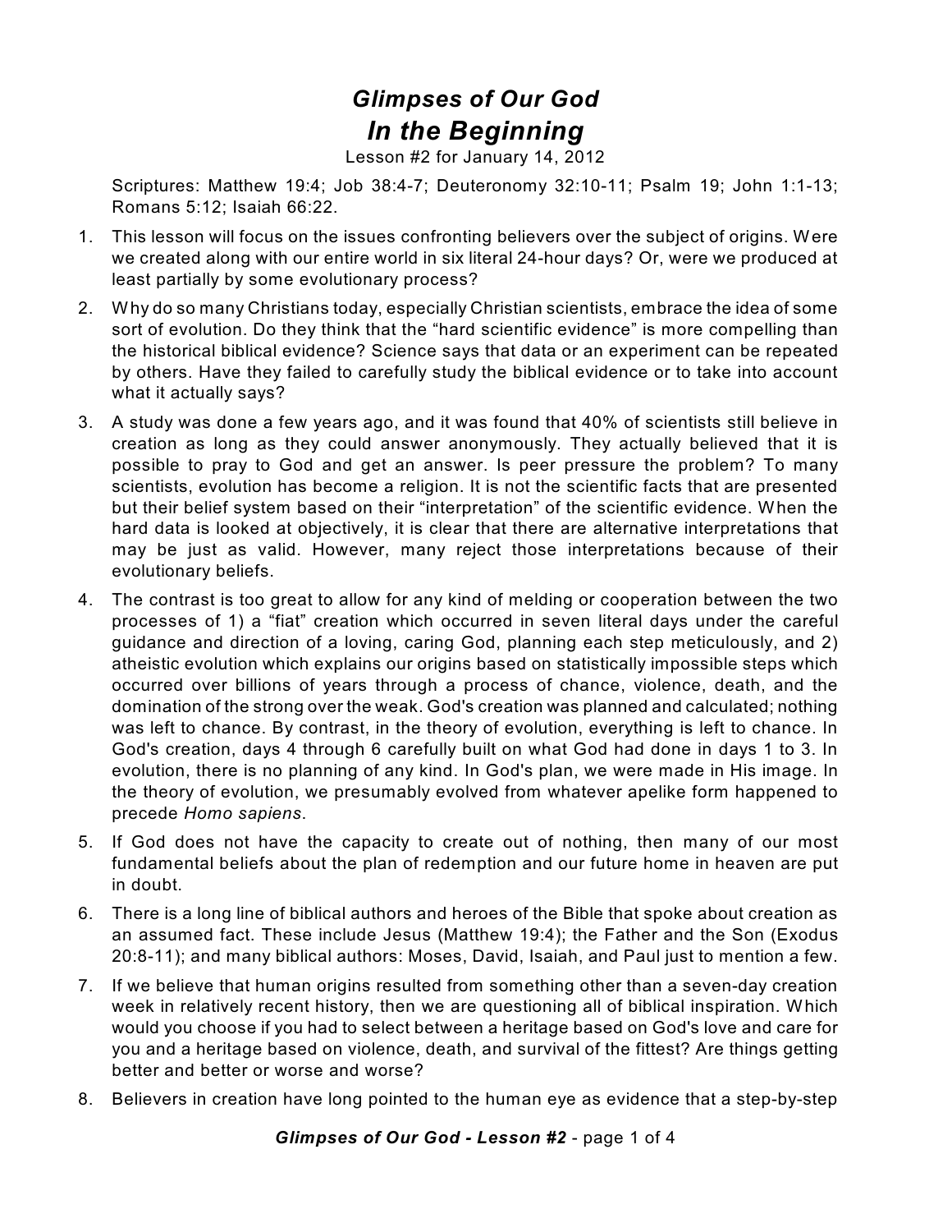# *Glimpses of Our God*

## *In the Beginning*

Lesson #2 for January 14, 2012

Scriptures: Matthew 19:4; Job 38:4-7; Deuteronomy 32:10-11; Psalm 19; John 1:1-13; Romans 5:12; Isaiah 66:22.

1. This lesson will focus on the issues confronting believers over the subject of origins. Were we created along with our entire world in six literal 24-hour days? Or, were we produced at least partially by some evolutionary process?
2. Why do so many Christians today, especially Christian scientists, embrace the idea of some sort of evolution. Do they think that the "hard scientific evidence" is more compelling than the historical biblical evidence? Science says that data or an experiment can be repeated by others. Have they failed to carefully study the biblical evidence or to take into account what it actually says?
3. A study was done a few years ago, and it was found that 40% of scientists still believe in creation as long as they could answer anonymously. They actually believed that it is possible to pray to God and get an answer. Is peer pressure the problem? To many scientists, evolution has become a religion. It is not the scientific facts that are presented but their belief system based on their "interpretation" of the scientific evidence. When the hard data is looked at objectively, it is clear that there are alternative interpretations that may be just as valid. However, many reject those interpretations because of their evolutionary beliefs.
4. The contrast is too great to allow for any kind of melding or cooperation between the two processes of 1) a "fiat" creation which occurred in seven literal days under the careful guidance and direction of a loving, caring God, planning each step meticulously, and 2) atheistic evolution which explains our origins based on statistically impossible steps which occurred over billions of years through a process of chance, violence, death, and the domination of the strong over the weak. God's creation was planned and calculated; nothing was left to chance. By contrast, in the theory of evolution, everything is left to chance. In God's creation, days 4 through 6 carefully built on what God had done in days 1 to 3. In evolution, there is no planning of any kind. In God's plan, we were made in His image. In the theory of evolution, we presumably evolved from whatever apelike form happened to precede *Homo sapiens*.
5. If God does not have the capacity to create out of nothing, then many of our most fundamental beliefs about the plan of redemption and our future home in heaven are put in doubt.
6. There is a long line of biblical authors and heroes of the Bible that spoke about creation as an assumed fact. These include Jesus (Matthew 19:4); the Father and the Son (Exodus 20:8-11); and many biblical authors: Moses, David, Isaiah, and Paul just to mention a few.
7. If we believe that human origins resulted from something other than a seven-day creation week in relatively recent history, then we are questioning all of biblical inspiration. Which would you choose if you had to select between a heritage based on God's love and care for you and a heritage based on violence, death, and survival of the fittest? Are things getting better and better or worse and worse?
8. Believers in creation have long pointed to the human eye as evidence that a step-by-step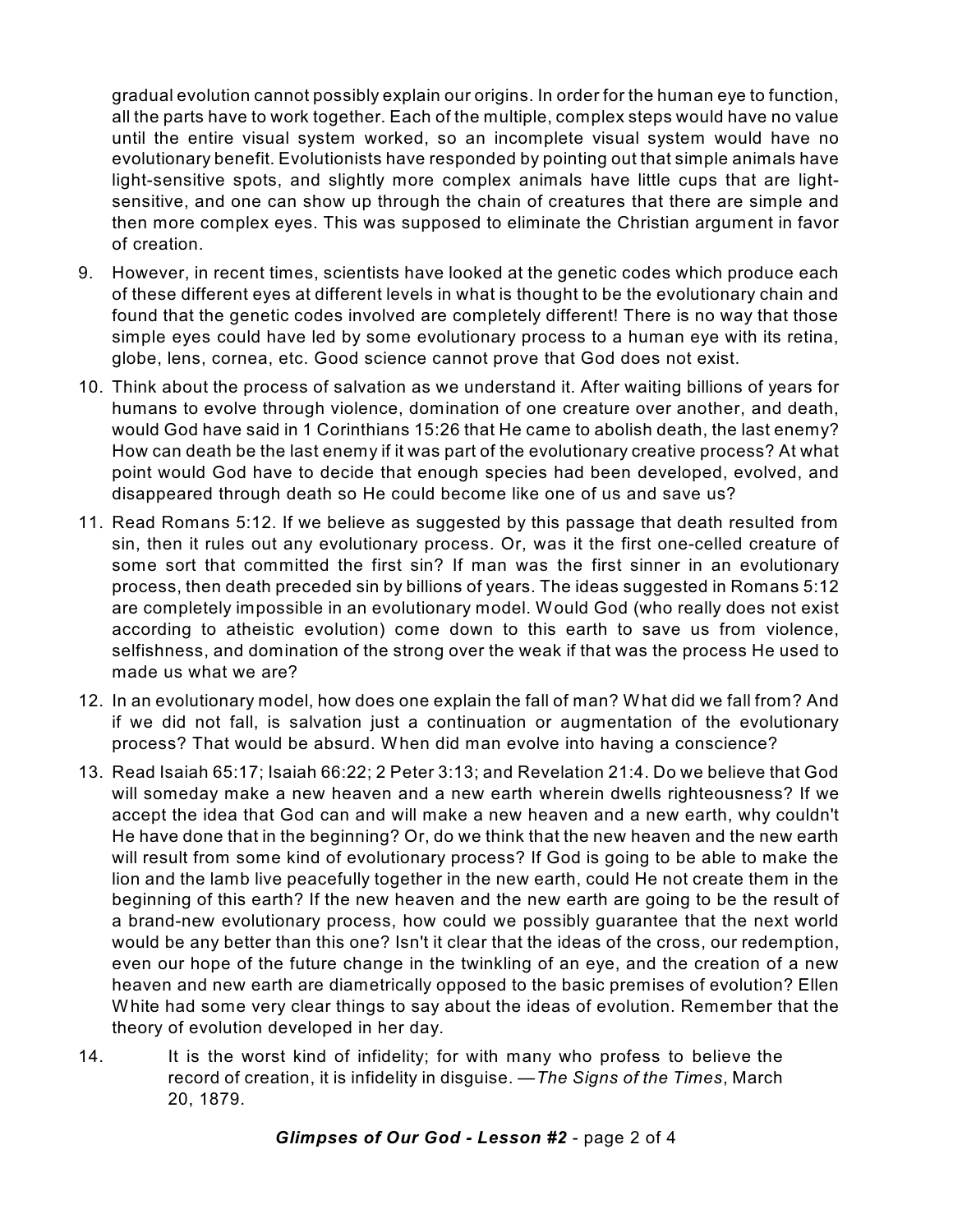gradual evolution cannot possibly explain our origins. In order for the human eye to function, all the parts have to work together. Each of the multiple, complex steps would have no value until the entire visual system worked, so an incomplete visual system would have no evolutionary benefit. Evolutionists have responded by pointing out that simple animals have light-sensitive spots, and slightly more complex animals have little cups that are light-sensitive, and one can show up through the chain of creatures that there are simple and then more complex eyes. This was supposed to eliminate the Christian argument in favor of creation.

9. However, in recent times, scientists have looked at the genetic codes which produce each of these different eyes at different levels in what is thought to be the evolutionary chain and found that the genetic codes involved are completely different! There is no way that those simple eyes could have led by some evolutionary process to a human eye with its retina, globe, lens, cornea, etc. Good science cannot prove that God does not exist.

10. Think about the process of salvation as we understand it. After waiting billions of years for humans to evolve through violence, domination of one creature over another, and death, would God have said in 1 Corinthians 15:26 that He came to abolish death, the last enemy? How can death be the last enemy if it was part of the evolutionary creative process? At what point would God have to decide that enough species had been developed, evolved, and disappeared through death so He could become like one of us and save us?

11. Read Romans 5:12. If we believe as suggested by this passage that death resulted from sin, then it rules out any evolutionary process. Or, was it the first one-celled creature of some sort that committed the first sin? If man was the first sinner in an evolutionary process, then death preceded sin by billions of years. The ideas suggested in Romans 5:12 are completely impossible in an evolutionary model. Would God (who really does not exist according to atheistic evolution) come down to this earth to save us from violence, selfishness, and domination of the strong over the weak if that was the process He used to made us what we are?

12. In an evolutionary model, how does one explain the fall of man? What did we fall from? And if we did not fall, is salvation just a continuation or augmentation of the evolutionary process? That would be absurd. When did man evolve into having a conscience?

13. Read Isaiah 65:17; Isaiah 66:22; 2 Peter 3:13; and Revelation 21:4. Do we believe that God will someday make a new heaven and a new earth wherein dwells righteousness? If we accept the idea that God can and will make a new heaven and a new earth, why couldn't He have done that in the beginning? Or, do we think that the new heaven and the new earth will result from some kind of evolutionary process? If God is going to be able to make the lion and the lamb live peacefully together in the new earth, could He not create them in the beginning of this earth? If the new heaven and the new earth are going to be the result of a brand-new evolutionary process, how could we possibly guarantee that the next world would be any better than this one? Isn't it clear that the ideas of the cross, our redemption, even our hope of the future change in the twinkling of an eye, and the creation of a new heaven and new earth are diametrically opposed to the basic premises of evolution? Ellen White had some very clear things to say about the ideas of evolution. Remember that the theory of evolution developed in her day.

14. > It is the worst kind of infidelity; for with many who profess to believe the record of creation, it is infidelity in disguise. —*The Signs of the Times*, March 20, 1879.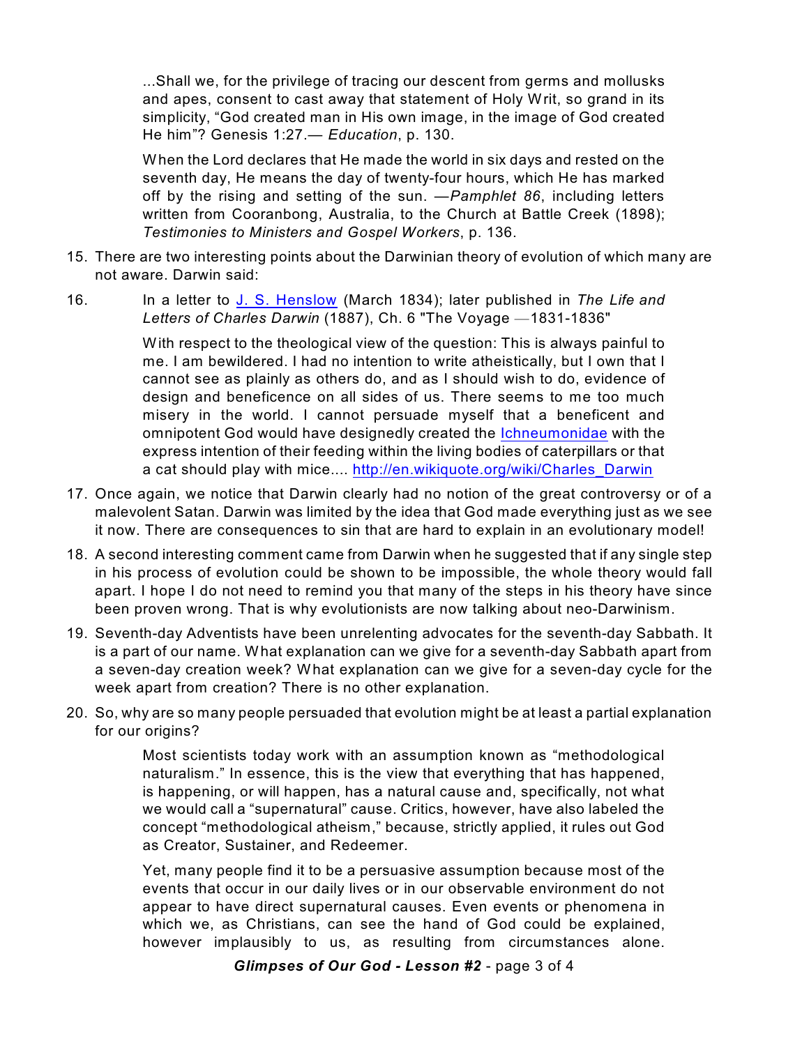> ...Shall we, for the privilege of tracing our descent from germs and mollusks and apes, consent to cast away that statement of Holy Writ, so grand in its simplicity, "God created man in His own image, in the image of God created He him"? Genesis 1:27.— *Education*, p. 130.
>
> When the Lord declares that He made the world in six days and rested on the seventh day, He means the day of twenty-four hours, which He has marked off by the rising and setting of the sun. —*Pamphlet 86*, including letters written from Cooranbong, Australia, to the Church at Battle Creek (1898); *Testimonies to Ministers and Gospel Workers*, p. 136.

15. There are two interesting points about the Darwinian theory of evolution of which many are not aware. Darwin said:

16. In a letter to J. S. Henslow (March 1834); later published in *The Life and Letters of Charles Darwin* (1887), Ch. 6 "The Voyage —1831-1836"

> With respect to the theological view of the question: This is always painful to me. I am bewildered. I had no intention to write atheistically, but I own that I cannot see as plainly as others do, and as I should wish to do, evidence of design and beneficence on all sides of us. There seems to me too much misery in the world. I cannot persuade myself that a beneficent and omnipotent God would have designedly created the Ichneumonidae with the express intention of their feeding within the living bodies of caterpillars or that a cat should play with mice.... http://en.wikiquote.org/wiki/Charles_Darwin

17. Once again, we notice that Darwin clearly had no notion of the great controversy or of a malevolent Satan. Darwin was limited by the idea that God made everything just as we see it now. There are consequences to sin that are hard to explain in an evolutionary model!

18. A second interesting comment came from Darwin when he suggested that if any single step in his process of evolution could be shown to be impossible, the whole theory would fall apart. I hope I do not need to remind you that many of the steps in his theory have since been proven wrong. That is why evolutionists are now talking about neo-Darwinism.

19. Seventh-day Adventists have been unrelenting advocates for the seventh-day Sabbath. It is a part of our name. What explanation can we give for a seventh-day Sabbath apart from a seven-day creation week? What explanation can we give for a seven-day cycle for the week apart from creation? There is no other explanation.

20. So, why are so many people persuaded that evolution might be at least a partial explanation for our origins?

> Most scientists today work with an assumption known as "methodological naturalism." In essence, this is the view that everything that has happened, is happening, or will happen, has a natural cause and, specifically, not what we would call a "supernatural" cause. Critics, however, have also labeled the concept "methodological atheism," because, strictly applied, it rules out God as Creator, Sustainer, and Redeemer.
>
> Yet, many people find it to be a persuasive assumption because most of the events that occur in our daily lives or in our observable environment do not appear to have direct supernatural causes. Even events or phenomena in which we, as Christians, can see the hand of God could be explained, however implausibly to us, as resulting from circumstances alone.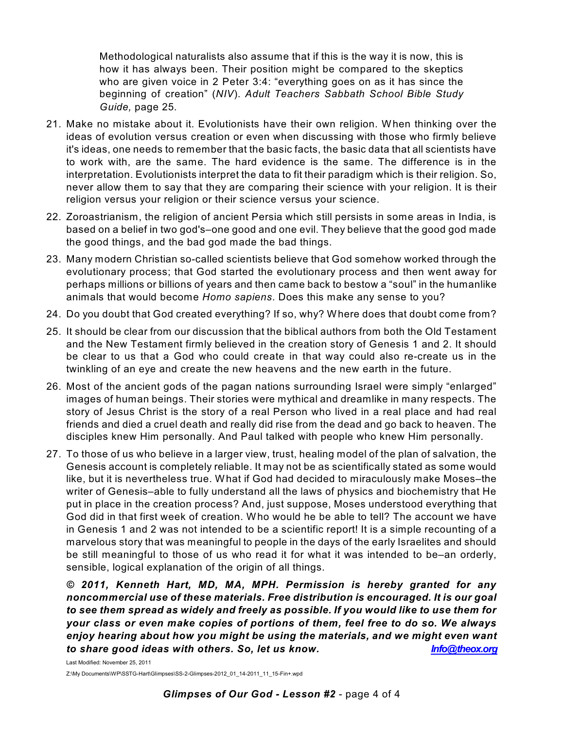Methodological naturalists also assume that if this is the way it is now, this is how it has always been. Their position might be compared to the skeptics who are given voice in 2 Peter 3:4: "everything goes on as it has since the beginning of creation" (*NIV*). *Adult Teachers Sabbath School Bible Study Guide,* page 25.

21. Make no mistake about it. Evolutionists have their own religion. When thinking over the ideas of evolution versus creation or even when discussing with those who firmly believe it's ideas, one needs to remember that the basic facts, the basic data that all scientists have to work with, are the same. The hard evidence is the same. The difference is in the interpretation. Evolutionists interpret the data to fit their paradigm which is their religion. So, never allow them to say that they are comparing their science with your religion. It is their religion versus your religion or their science versus your science.
22. Zoroastrianism, the religion of ancient Persia which still persists in some areas in India, is based on a belief in two god's–one good and one evil. They believe that the good god made the good things, and the bad god made the bad things.
23. Many modern Christian so-called scientists believe that God somehow worked through the evolutionary process; that God started the evolutionary process and then went away for perhaps millions or billions of years and then came back to bestow a "soul" in the humanlike animals that would become *Homo sapiens*. Does this make any sense to you?
24. Do you doubt that God created everything? If so, why? Where does that doubt come from?
25. It should be clear from our discussion that the biblical authors from both the Old Testament and the New Testament firmly believed in the creation story of Genesis 1 and 2. It should be clear to us that a God who could create in that way could also re-create us in the twinkling of an eye and create the new heavens and the new earth in the future.
26. Most of the ancient gods of the pagan nations surrounding Israel were simply "enlarged" images of human beings. Their stories were mythical and dreamlike in many respects. The story of Jesus Christ is the story of a real Person who lived in a real place and had real friends and died a cruel death and really did rise from the dead and go back to heaven. The disciples knew Him personally. And Paul talked with people who knew Him personally.
27. To those of us who believe in a larger view, trust, healing model of the plan of salvation, the Genesis account is completely reliable. It may not be as scientifically stated as some would like, but it is nevertheless true. What if God had decided to miraculously make Moses–the writer of Genesis–able to fully understand all the laws of physics and biochemistry that He put in place in the creation process? And, just suppose, Moses understood everything that God did in that first week of creation. Who would he be able to tell? The account we have in Genesis 1 and 2 was not intended to be a scientific report! It is a simple recounting of a marvelous story that was meaningful to people in the days of the early Israelites and should be still meaningful to those of us who read it for what it was intended to be–an orderly, sensible, logical explanation of the origin of all things.

***© 2011, Kenneth Hart, MD, MA, MPH. Permission is hereby granted for any noncommercial use of these materials. Free distribution is encouraged. It is our goal to see them spread as widely and freely as possible. If you would like to use them for your class or even make copies of portions of them, feel free to do so. We always enjoy hearing about how you might be using the materials, and we might even want to share good ideas with others. So, let us know.*** ***Info@theox.org***

Last Modified: November 25, 2011

Z:\My Documents\WP\SSTG-Hart\Glimpses\SS-2-Glimpses-2012_01_14-2011_11_15-Fin+.wpd